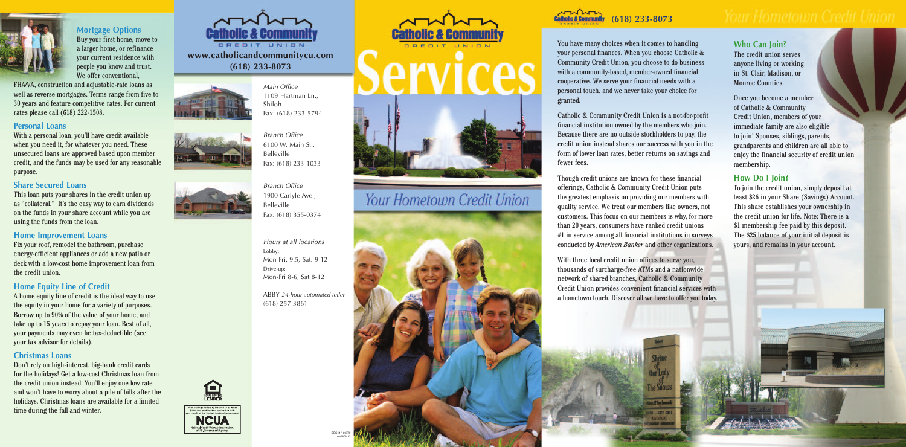## Mortgage Options

Buy your first home, move to a larger home, or refinance your current residence with people you know and trust. We offer conventional, FHA/VA, construction and adjustable-rate loans as well as reverse mortgages. Terms range from five to 30 years and feature competitive rates. For current rates please call (618) 222-1508.

## Personal Loans

With a personal loan, you'll have credit available when you need it, for whatever you need. These unsecured loans are approved based upon member credit, and the funds may be used for any reasonable purpose.

## Share Secured Loans

This loan puts your shares in the credit union up as "collateral." It's the easy way to earn dividends on the funds in your share account while you are using the funds from the loan.

## Home Improvement Loans

Fix your roof, remodel the bathroom, purchase energy-efficient appliances or add a new patio or deck with a low-cost home improvement loan from the credit union.

## Home Equity Line of Credit

A home equity line of credit is the ideal way to use the equity in your home for a variety of purposes. Borrow up to 90% of the value of your home, and take up to 15 years to repay your loan. Best of all, your payments may even be tax-deductible (see your tax advisor for details).

## Christmas Loans

Don't rely on high-interest, big-bank credit cards for the holidays! Get a low-cost Christmas loan from the credit union instead. You'll enjoy one low rate and won't have to worry about a pile of bills after the holidays. Christmas loans are available for a limited time during the fall and winter.

# Catholic & Community Credit Union

**www.catholicandcommunitycu.com**
**(618) 233-8073**

*Main Office*
1109 Hartman Ln.,
Shiloh
Fax: (618) 233-5794

*Branch Office*
6100 W. Main St.,
Belleville
Fax: (618) 233-1033

*Branch Office*
1900 Carlyle Ave.,
Belleville
Fax: (618) 355-0374

*Hours at all locations*
Lobby:
Mon-Fri. 9:5, Sat. 9-12
Drive-up:
Mon-Fri 8-6, Sat 8-12

ABBY *24-hour automated teller*
(618) 257-3861

EQUAL HOUSING LENDER

Your savings federally insured to at least $250,000 and backed by the full faith and credit of the United States Government
NCUA
National Credit Union Administration, a U.S. Government Agency

# Catholic & Community Credit Union

# Services

## Your Hometown Credit Union

DEC11/10-079
revNOV13

**Catholic & Community Credit Union (618) 233-8073**

*Your Hometown Credit Union*

You have many choices when it comes to handling your personal finances. When you choose Catholic & Community Credit Union, you choose to do business with a community-based, member-owned financial cooperative. We serve your financial needs with a personal touch, and we never take your choice for granted.

Catholic & Community Credit Union is a not-for-profit financial institution owned by the members who join. Because there are no outside stockholders to pay, the credit union instead shares our success with you in the form of lower loan rates, better returns on savings and fewer fees.

Though credit unions are known for these financial offerings, Catholic & Community Credit Union puts the greatest emphasis on providing our members with quality service. We treat our members like owners, not customers. This focus on our members is why, for more than 20 years, consumers have ranked credit unions #1 in service among all financial institutions in surveys conducted by *American Banker* and other organizations.

With three local credit union offices to serve you, thousands of surcharge-free ATMs and a nationwide network of shared branches, Catholic & Community Credit Union provides convenient financial services with a hometown touch. Discover all we have to offer you today.

## Who Can Join?

The credit union serves anyone living or working in St. Clair, Madison, or Monroe Counties.

Once you become a member of Catholic & Community Credit Union, members of your immediate family are also eligible to join! Spouses, siblings, parents, grandparents and children are all able to enjoy the financial security of credit union membership.

## How Do I Join?

To join the credit union, simply deposit at least $26 in your Share (Savings) Account. This share establishes your ownership in the credit union for life. Note: There is a $1 membership fee paid by this deposit. The $25 balance of your initial deposit is yours, and remains in your account.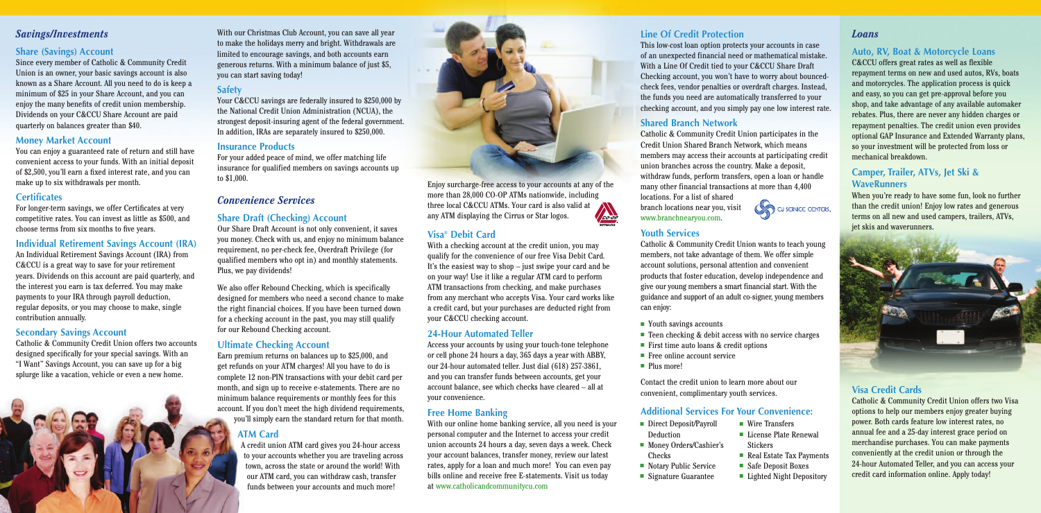## *Savings/Investments*

### Share (Savings) Account

Since every member of Catholic & Community Credit Union is an owner, your basic savings account is also known as a Share Account. All you need to do is keep a minimum of $25 in your Share Account, and you can enjoy the many benefits of credit union membership. Dividends on your C&CCU Share Account are paid quarterly on balances greater than $40.

### Money Market Account

You can enjoy a guaranteed rate of return and still have convenient access to your funds. With an initial deposit of $2,500, you'll earn a fixed interest rate, and you can make up to six withdrawals per month.

### Certificates

For longer-term savings, we offer Certificates at very competitive rates. You can invest as little as $500, and choose terms from six months to five years.

### Individual Retirement Savings Account (IRA)

An Individual Retirement Savings Account (IRA) from C&CCU is a great way to save for your retirement years. Dividends on this account are paid quarterly, and the interest you earn is tax deferred. You may make payments to your IRA through payroll deduction, regular deposits, or you may choose to make, single contribution annually.

### Secondary Savings Account

Catholic & Community Credit Union offers two accounts designed specifically for your special savings. With an "I Want" Savings Account, you can save up for a big splurge like a vacation, vehicle or even a new home.

With our Christmas Club Account, you can save all year to make the holidays merry and bright. Withdrawals are limited to encourage savings, and both accounts earn generous returns. With a minimum balance of just $5, you can start saving today!

### Safety

Your C&CCU savings are federally insured to $250,000 by the National Credit Union Administration (NCUA), the strongest deposit-insuring agent of the federal government. In addition, IRAs are separately insured to $250,000.

### Insurance Products

For your added peace of mind, we offer matching life insurance for qualified members on savings accounts up to $1,000.

## *Convenience Services*

### Share Draft (Checking) Account

Our Share Draft Account is not only convenient, it saves you money. Check with us, and enjoy no minimum balance requirement, no per-check fee, Overdraft Privilege (for qualified members who opt in) and monthly statements. Plus, we pay dividends!

We also offer Rebound Checking, which is specifically designed for members who need a second chance to make the right financial choices. If you have been turned down for a checking account in the past, you may still qualify for our Rebound Checking account.

### Ultimate Checking Account

Earn premium returns on balances up to $25,000, and get refunds on your ATM charges! All you have to do is complete 12 non-PIN transactions with your debit card per month, and sign up to receive e-statements. There are no minimum balance requirements or monthly fees for this account. If you don't meet the high dividend requirements, you'll simply earn the standard return for that month.

### ATM Card

A credit union ATM card gives you 24-hour access to your accounts whether you are traveling across town, across the state or around the world! With our ATM card, you can withdraw cash, transfer funds between your accounts and much more!

Enjoy surcharge-free access to your accounts at any of the more than 28,000 CO-OP ATMs nationwide, including three local C&CCU ATMs. Your card is also valid at any ATM displaying the Cirrus or Star logos.

### Visa® Debit Card

With a checking account at the credit union, you may qualify for the convenience of our free Visa Debit Card. It's the easiest way to shop – just swipe your card and be on your way! Use it like a regular ATM card to perform ATM transactions from checking, and make purchases from any merchant who accepts Visa. Your card works like a credit card, but your purchases are deducted right from your C&CCU checking account.

### 24-Hour Automated Teller

Access your accounts by using your touch-tone telephone or cell phone 24 hours a day, 365 days a year with ABBY, our 24-hour automated teller. Just dial (618) 257-3861, and you can transfer funds between accounts, get your account balance, see which checks have cleared – all at your convenience.

### Free Home Banking

With our online home banking service, all you need is your personal computer and the Internet to access your credit union accounts 24 hours a day, seven days a week. Check your account balances, transfer money, review our latest rates, apply for a loan and much more! You can even pay bills online and receive free E-statements. Visit us today at www.catholicandcommunitycu.com

### Line Of Credit Protection

This low-cost loan option protects your accounts in case of an unexpected financial need or mathematical mistake. With a Line Of Credit tied to your C&CCU Share Draft Checking account, you won't have to worry about bounced-check fees, vendor penalties or overdraft charges. Instead, the funds you need are automatically transferred to your checking account, and you simply pay one low interest rate.

### Shared Branch Network

Catholic & Community Credit Union participates in the Credit Union Shared Branch Network, which means members may access their accounts at participating credit union branches across the country. Make a deposit, withdraw funds, perform transfers, open a loan or handle many other financial transactions at more than 4,400 locations. For a list of shared branch locations near you, visit www.branchnearyou.com.

CU SERVICE CENTERS.

### Youth Services

Catholic & Community Credit Union wants to teach young members, not take advantage of them. We offer simple account solutions, personal attention and convenient products that foster education, develop independence and give our young members a smart financial start. With the guidance and support of an adult co-signer, young members can enjoy:

- Youth savings accounts
- Teen checking & debit access with no service charges
- First time auto loans & credit options
- Free online account service
- Plus more!

Contact the credit union to learn more about our convenient, complimentary youth services.

### Additional Services For Your Convenience:

- Direct Deposit/Payroll Deduction
- Money Orders/Cashier's Checks
- Notary Public Service
- Signature Guarantee
- Wire Transfers
- License Plate Renewal Stickers
- Real Estate Tax Payments
- Safe Deposit Boxes
- Lighted Night Depository

## *Loans*

### Auto, RV, Boat & Motorcycle Loans

C&CCU offers great rates as well as flexible repayment terms on new and used autos, RVs, boats and motorcycles. The application process is quick and easy, so you can get pre-approval before you shop, and take advantage of any available automaker rebates. Plus, there are never any hidden charges or repayment penalties. The credit union even provides optional GAP Insurance and Extended Warranty plans, so your investment will be protected from loss or mechanical breakdown.

### Camper, Trailer, ATVs, Jet Ski & WaveRunners

When you're ready to have some fun, look no further than the credit union! Enjoy low rates and generous terms on all new and used campers, trailers, ATVs, jet skis and waverunners.

### Visa Credit Cards

Catholic & Community Credit Union offers two Visa options to help our members enjoy greater buying power. Both cards feature low interest rates, no annual fee and a 25-day interest grace period on merchandise purchases. You can make payments conveniently at the credit union or through the 24-hour Automated Teller, and you can access your credit card information online. Apply today!